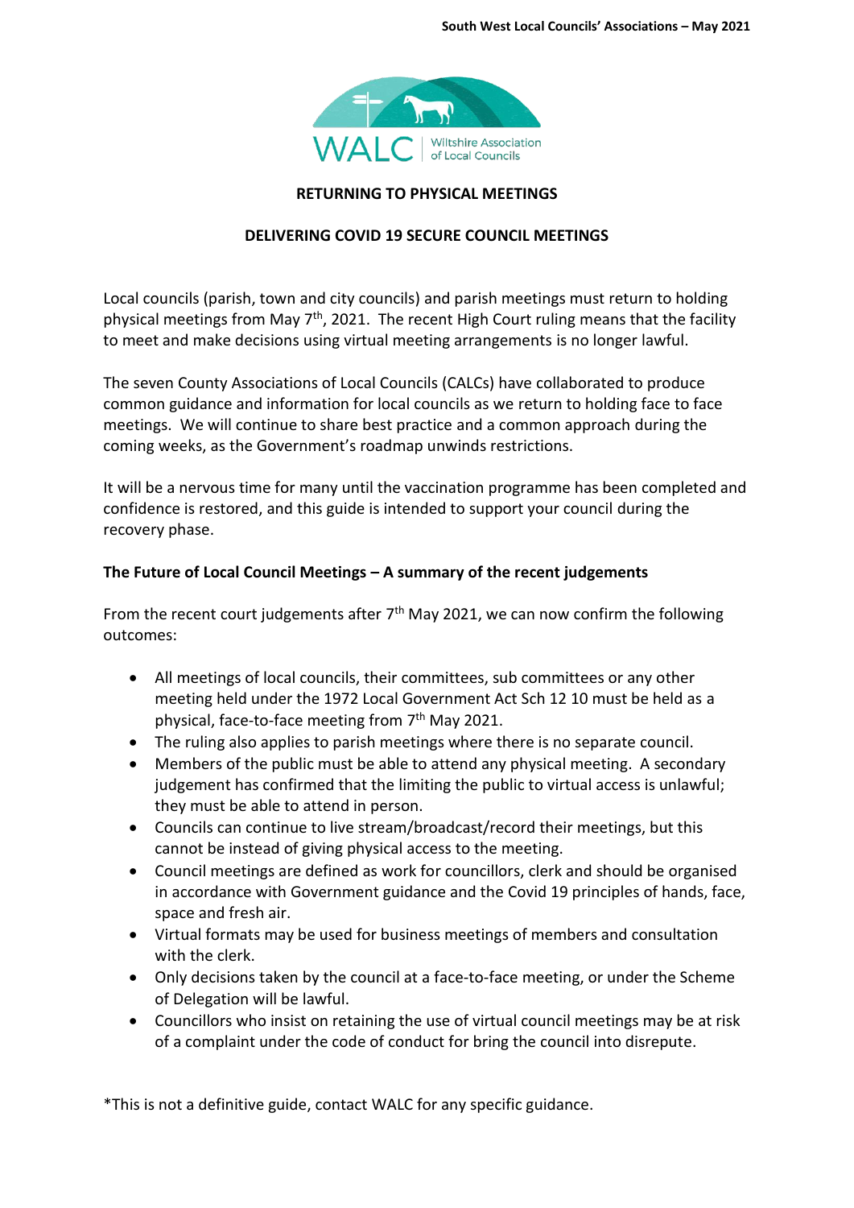**RETURNING TO PHYSICAL MEETINGS**

**DELIVERING COVID 19 SECURE COUNCIL MEETINGS**

Local councils (parish, town and city councils) and parish meetings must return to holding physical meetings from May 7th, 2021. The recent High Court ruling means that the facility to meet and make decisions using virtual meeting arrangements is no longer lawful.

The seven County Associations of Local Councils (CALCs) have collaborated to produce common guidance and information for local councils as we return to holding face to face meetings. We will continue to share best practice and a common approach during the coming weeks, as the Government's roadmap unwinds restrictions.

It will be a nervous time for many until the vaccination programme has been completed and confidence is restored, and this guide is intended to support your council during the recovery phase.

**The Future of Local Council Meetings – A summary of the recent judgements**

From the recent court judgements after 7th May 2021, we can now confirm the following outcomes:

- All meetings of local councils, their committees, sub committees or any other meeting held under the 1972 Local Government Act Sch 12 10 must be held as a physical, face-to-face meeting from 7th May 2021.
- The ruling also applies to parish meetings where there is no separate council.
- Members of the public must be able to attend any physical meeting. A secondary judgement has confirmed that the limiting the public to virtual access is unlawful; they must be able to attend in person.
- Councils can continue to live stream/broadcast/record their meetings, but this cannot be instead of giving physical access to the meeting.
- Council meetings are defined as work for councillors, clerk and should be organised in accordance with Government guidance and the Covid 19 principles of hands, face, space and fresh air.
- Virtual formats may be used for business meetings of members and consultation with the clerk.
- Only decisions taken by the council at a face-to-face meeting, or under the Scheme of Delegation will be lawful.
- Councillors who insist on retaining the use of virtual council meetings may be at risk of a complaint under the code of conduct for bring the council into disrepute.

*This is not a definitive guide, contact WALC for any specific guidance.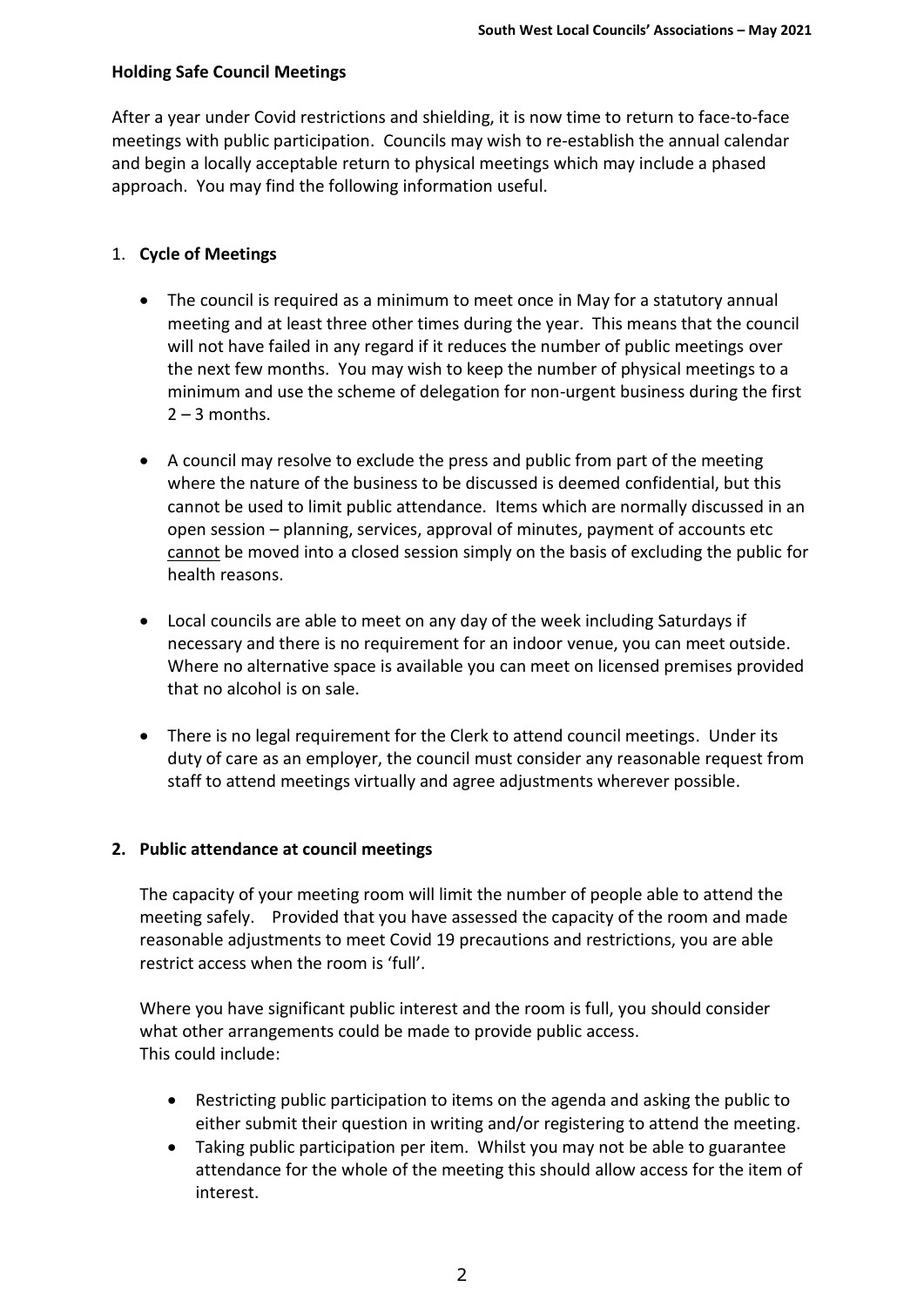**Holding Safe Council Meetings**

After a year under Covid restrictions and shielding, it is now time to return to face-to-face meetings with public participation. Councils may wish to re-establish the annual calendar and begin a locally acceptable return to physical meetings which may include a phased approach. You may find the following information useful.

1. **Cycle of Meetings**

   - The council is required as a minimum to meet once in May for a statutory annual meeting and at least three other times during the year. This means that the council will not have failed in any regard if it reduces the number of public meetings over the next few months. You may wish to keep the number of physical meetings to a minimum and use the scheme of delegation for non-urgent business during the first 2 – 3 months.

   - A council may resolve to exclude the press and public from part of the meeting where the nature of the business to be discussed is deemed confidential, but this cannot be used to limit public attendance. Items which are normally discussed in an open session – planning, services, approval of minutes, payment of accounts etc <u>cannot</u> be moved into a closed session simply on the basis of excluding the public for health reasons.

   - Local councils are able to meet on any day of the week including Saturdays if necessary and there is no requirement for an indoor venue, you can meet outside. Where no alternative space is available you can meet on licensed premises provided that no alcohol is on sale.

   - There is no legal requirement for the Clerk to attend council meetings. Under its duty of care as an employer, the council must consider any reasonable request from staff to attend meetings virtually and agree adjustments wherever possible.

2. **Public attendance at council meetings**

   The capacity of your meeting room will limit the number of people able to attend the meeting safely. Provided that you have assessed the capacity of the room and made reasonable adjustments to meet Covid 19 precautions and restrictions, you are able restrict access when the room is 'full'.

   Where you have significant public interest and the room is full, you should consider what other arrangements could be made to provide public access.
   This could include:

   - Restricting public participation to items on the agenda and asking the public to either submit their question in writing and/or registering to attend the meeting.
   - Taking public participation per item. Whilst you may not be able to guarantee attendance for the whole of the meeting this should allow access for the item of interest.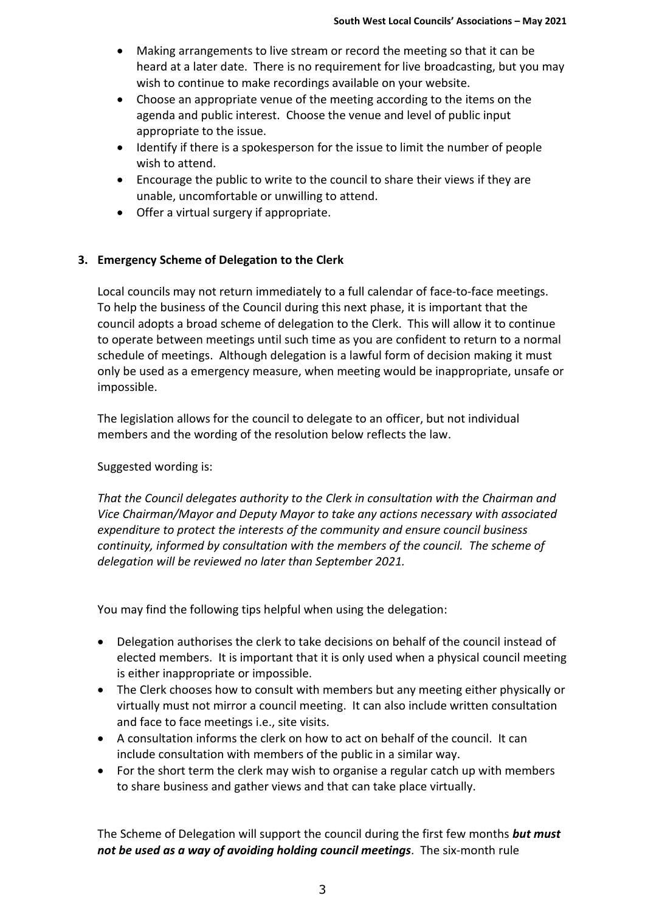- Making arrangements to live stream or record the meeting so that it can be heard at a later date. There is no requirement for live broadcasting, but you may wish to continue to make recordings available on your website.
- Choose an appropriate venue of the meeting according to the items on the agenda and public interest. Choose the venue and level of public input appropriate to the issue.
- Identify if there is a spokesperson for the issue to limit the number of people wish to attend.
- Encourage the public to write to the council to share their views if they are unable, uncomfortable or unwilling to attend.
- Offer a virtual surgery if appropriate.

## 3. Emergency Scheme of Delegation to the Clerk

Local councils may not return immediately to a full calendar of face-to-face meetings. To help the business of the Council during this next phase, it is important that the council adopts a broad scheme of delegation to the Clerk. This will allow it to continue to operate between meetings until such time as you are confident to return to a normal schedule of meetings. Although delegation is a lawful form of decision making it must only be used as a emergency measure, when meeting would be inappropriate, unsafe or impossible.

The legislation allows for the council to delegate to an officer, but not individual members and the wording of the resolution below reflects the law.

Suggested wording is:

*That the Council delegates authority to the Clerk in consultation with the Chairman and Vice Chairman/Mayor and Deputy Mayor to take any actions necessary with associated expenditure to protect the interests of the community and ensure council business continuity, informed by consultation with the members of the council. The scheme of delegation will be reviewed no later than September 2021.*

You may find the following tips helpful when using the delegation:

- Delegation authorises the clerk to take decisions on behalf of the council instead of elected members. It is important that it is only used when a physical council meeting is either inappropriate or impossible.
- The Clerk chooses how to consult with members but any meeting either physically or virtually must not mirror a council meeting. It can also include written consultation and face to face meetings i.e., site visits.
- A consultation informs the clerk on how to act on behalf of the council. It can include consultation with members of the public in a similar way.
- For the short term the clerk may wish to organise a regular catch up with members to share business and gather views and that can take place virtually.

The Scheme of Delegation will support the council during the first few months ***but must not be used as a way of avoiding holding council meetings***. The six-month rule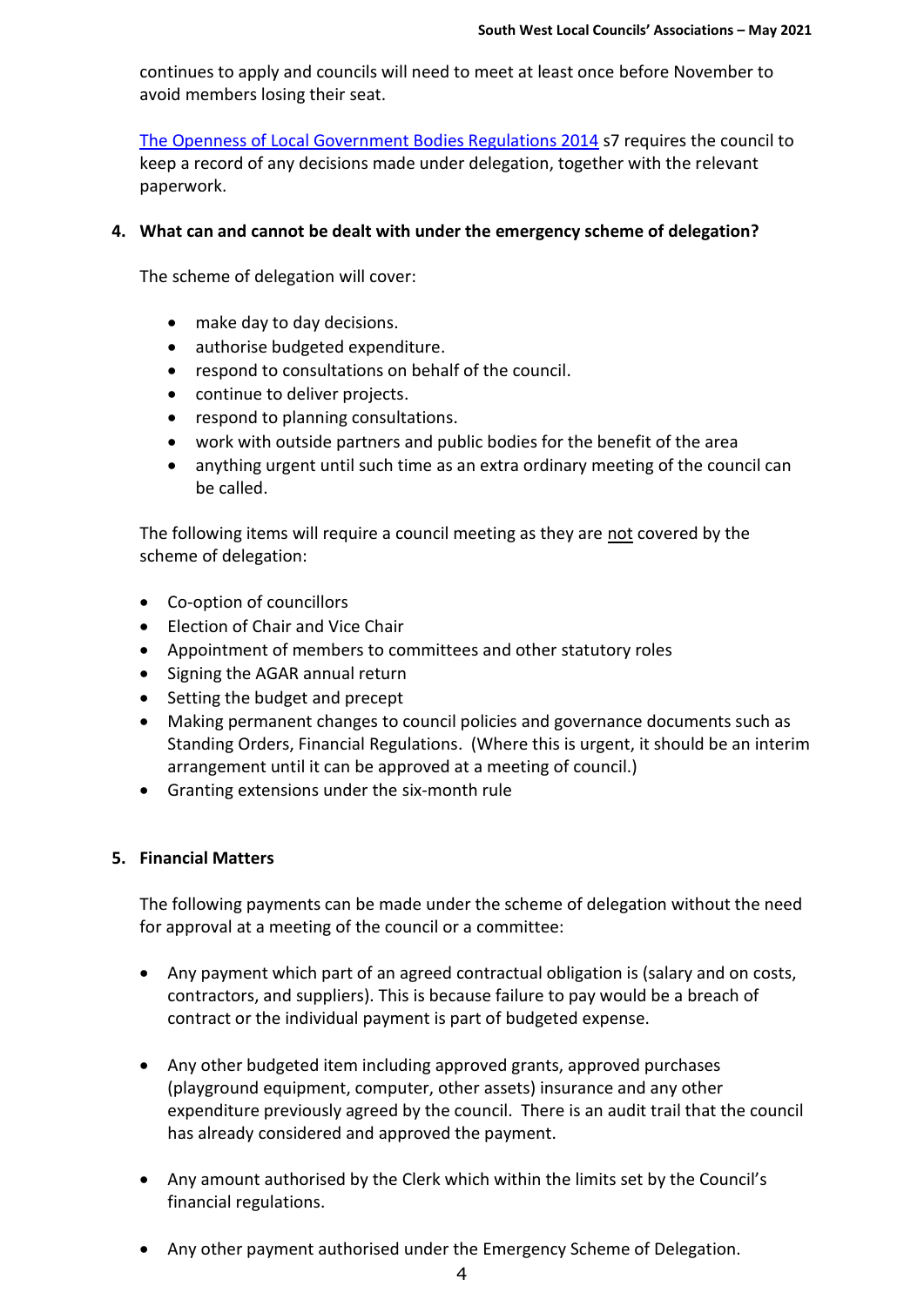continues to apply and councils will need to meet at least once before November to avoid members losing their seat.

[The Openness of Local Government Bodies Regulations 2014] s7 requires the council to keep a record of any decisions made under delegation, together with the relevant paperwork.

## 4. What can and cannot be dealt with under the emergency scheme of delegation?

The scheme of delegation will cover:

- make day to day decisions.
- authorise budgeted expenditure.
- respond to consultations on behalf of the council.
- continue to deliver projects.
- respond to planning consultations.
- work with outside partners and public bodies for the benefit of the area
- anything urgent until such time as an extra ordinary meeting of the council can be called.

The following items will require a council meeting as they are not covered by the scheme of delegation:

- Co-option of councillors
- Election of Chair and Vice Chair
- Appointment of members to committees and other statutory roles
- Signing the AGAR annual return
- Setting the budget and precept
- Making permanent changes to council policies and governance documents such as Standing Orders, Financial Regulations. (Where this is urgent, it should be an interim arrangement until it can be approved at a meeting of council.)
- Granting extensions under the six-month rule

## 5. Financial Matters

The following payments can be made under the scheme of delegation without the need for approval at a meeting of the council or a committee:

- Any payment which part of an agreed contractual obligation is (salary and on costs, contractors, and suppliers). This is because failure to pay would be a breach of contract or the individual payment is part of budgeted expense.

- Any other budgeted item including approved grants, approved purchases (playground equipment, computer, other assets) insurance and any other expenditure previously agreed by the council. There is an audit trail that the council has already considered and approved the payment.

- Any amount authorised by the Clerk which within the limits set by the Council's financial regulations.

- Any other payment authorised under the Emergency Scheme of Delegation.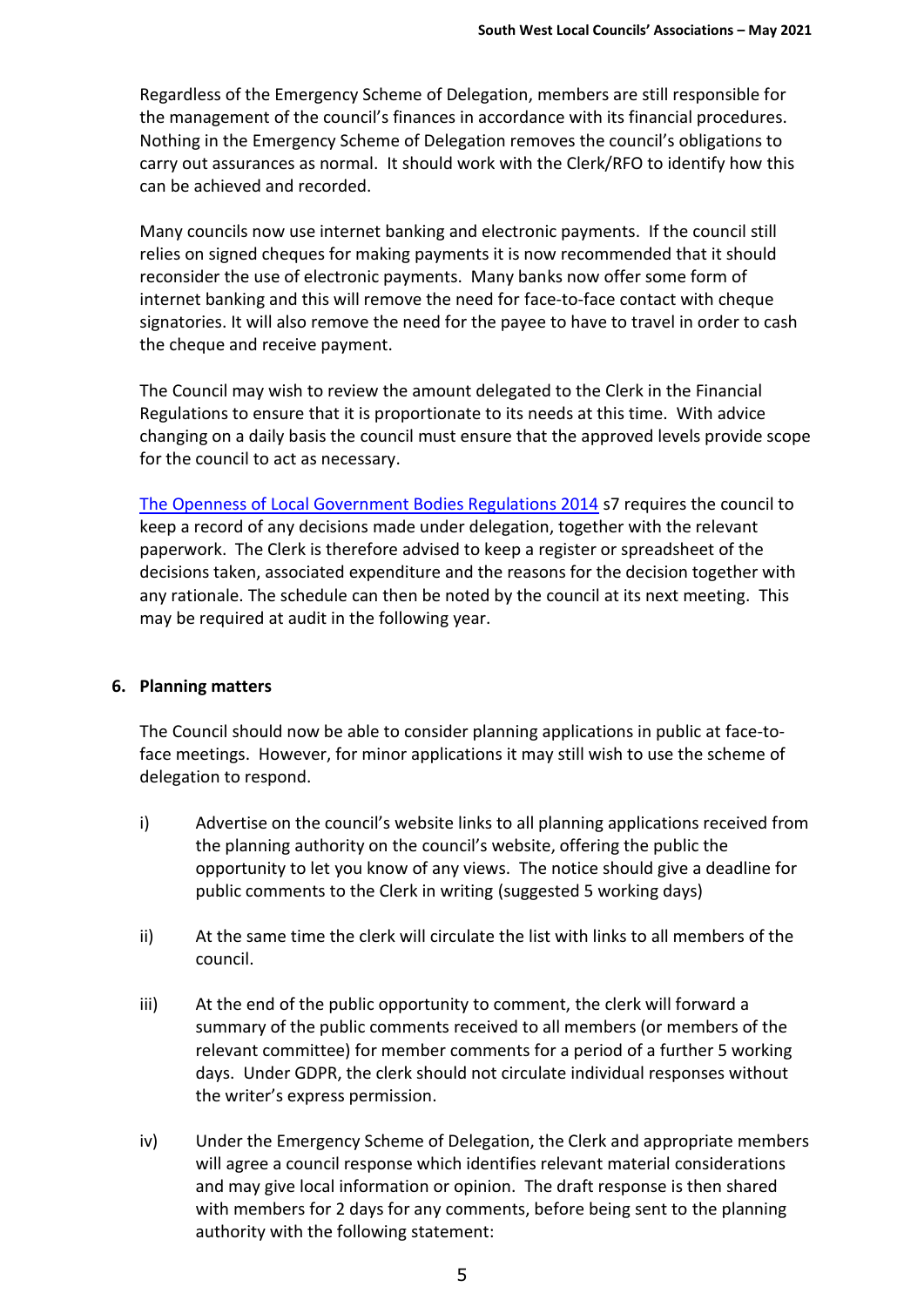Regardless of the Emergency Scheme of Delegation, members are still responsible for the management of the council's finances in accordance with its financial procedures. Nothing in the Emergency Scheme of Delegation removes the council's obligations to carry out assurances as normal. It should work with the Clerk/RFO to identify how this can be achieved and recorded.

Many councils now use internet banking and electronic payments. If the council still relies on signed cheques for making payments it is now recommended that it should reconsider the use of electronic payments. Many banks now offer some form of internet banking and this will remove the need for face-to-face contact with cheque signatories. It will also remove the need for the payee to have to travel in order to cash the cheque and receive payment.

The Council may wish to review the amount delegated to the Clerk in the Financial Regulations to ensure that it is proportionate to its needs at this time. With advice changing on a daily basis the council must ensure that the approved levels provide scope for the council to act as necessary.

The Openness of Local Government Bodies Regulations 2014 s7 requires the council to keep a record of any decisions made under delegation, together with the relevant paperwork. The Clerk is therefore advised to keep a register or spreadsheet of the decisions taken, associated expenditure and the reasons for the decision together with any rationale. The schedule can then be noted by the council at its next meeting. This may be required at audit in the following year.

## 6. Planning matters

The Council should now be able to consider planning applications in public at face-to-face meetings. However, for minor applications it may still wish to use the scheme of delegation to respond.

i) Advertise on the council's website links to all planning applications received from the planning authority on the council's website, offering the public the opportunity to let you know of any views. The notice should give a deadline for public comments to the Clerk in writing (suggested 5 working days)

ii) At the same time the clerk will circulate the list with links to all members of the council.

iii) At the end of the public opportunity to comment, the clerk will forward a summary of the public comments received to all members (or members of the relevant committee) for member comments for a period of a further 5 working days. Under GDPR, the clerk should not circulate individual responses without the writer's express permission.

iv) Under the Emergency Scheme of Delegation, the Clerk and appropriate members will agree a council response which identifies relevant material considerations and may give local information or opinion. The draft response is then shared with members for 2 days for any comments, before being sent to the planning authority with the following statement: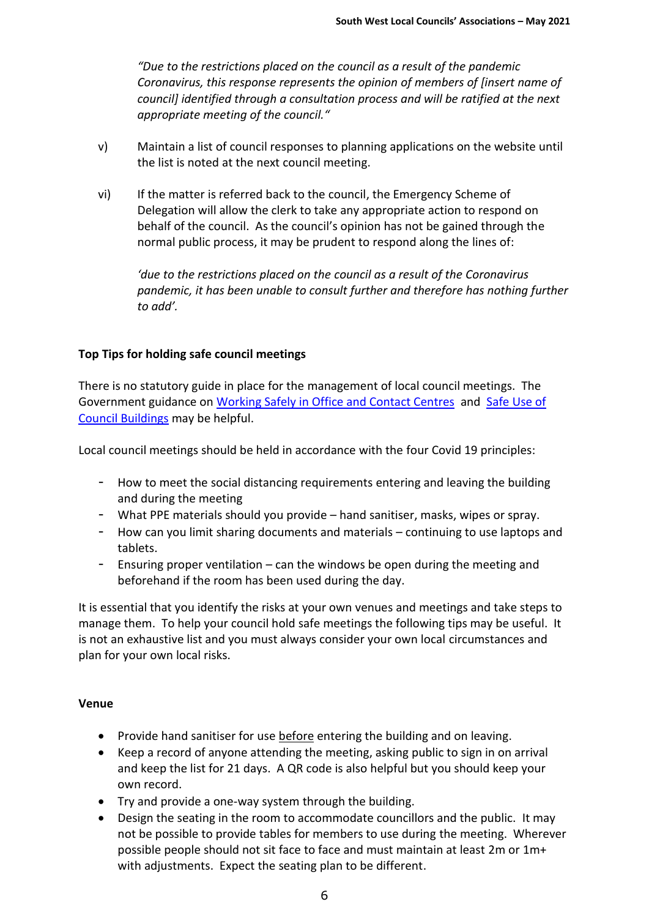*"Due to the restrictions placed on the council as a result of the pandemic Coronavirus, this response represents the opinion of members of [insert name of council] identified through a consultation process and will be ratified at the next appropriate meeting of the council."*

v) Maintain a list of council responses to planning applications on the website until the list is noted at the next council meeting.

vi) If the matter is referred back to the council, the Emergency Scheme of Delegation will allow the clerk to take any appropriate action to respond on behalf of the council. As the council's opinion has not be gained through the normal public process, it may be prudent to respond along the lines of:

*'due to the restrictions placed on the council as a result of the Coronavirus pandemic, it has been unable to consult further and therefore has nothing further to add'.*

**Top Tips for holding safe council meetings**

There is no statutory guide in place for the management of local council meetings. The Government guidance on [Working Safely in Office and Contact Centres]() and [Safe Use of Council Buildings]() may be helpful.

Local council meetings should be held in accordance with the four Covid 19 principles:

- How to meet the social distancing requirements entering and leaving the building and during the meeting
- What PPE materials should you provide – hand sanitiser, masks, wipes or spray.
- How can you limit sharing documents and materials – continuing to use laptops and tablets.
- Ensuring proper ventilation – can the windows be open during the meeting and beforehand if the room has been used during the day.

It is essential that you identify the risks at your own venues and meetings and take steps to manage them. To help your council hold safe meetings the following tips may be useful. It is not an exhaustive list and you must always consider your own local circumstances and plan for your own local risks.

**Venue**

- Provide hand sanitiser for use <u>before</u> entering the building and on leaving.
- Keep a record of anyone attending the meeting, asking public to sign in on arrival and keep the list for 21 days. A QR code is also helpful but you should keep your own record.
- Try and provide a one-way system through the building.
- Design the seating in the room to accommodate councillors and the public. It may not be possible to provide tables for members to use during the meeting. Wherever possible people should not sit face to face and must maintain at least 2m or 1m+ with adjustments. Expect the seating plan to be different.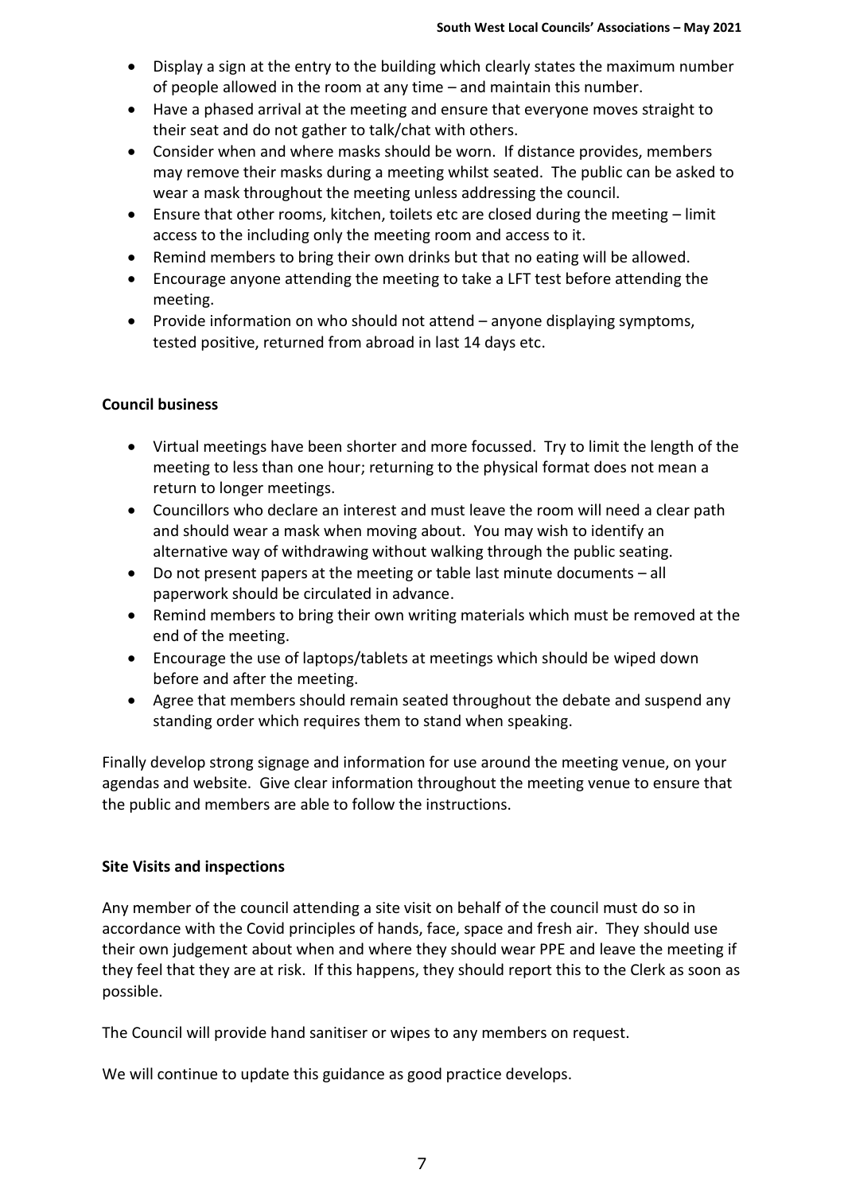- Display a sign at the entry to the building which clearly states the maximum number of people allowed in the room at any time – and maintain this number.
- Have a phased arrival at the meeting and ensure that everyone moves straight to their seat and do not gather to talk/chat with others.
- Consider when and where masks should be worn. If distance provides, members may remove their masks during a meeting whilst seated. The public can be asked to wear a mask throughout the meeting unless addressing the council.
- Ensure that other rooms, kitchen, toilets etc are closed during the meeting – limit access to the including only the meeting room and access to it.
- Remind members to bring their own drinks but that no eating will be allowed.
- Encourage anyone attending the meeting to take a LFT test before attending the meeting.
- Provide information on who should not attend – anyone displaying symptoms, tested positive, returned from abroad in last 14 days etc.

**Council business**

- Virtual meetings have been shorter and more focussed. Try to limit the length of the meeting to less than one hour; returning to the physical format does not mean a return to longer meetings.
- Councillors who declare an interest and must leave the room will need a clear path and should wear a mask when moving about. You may wish to identify an alternative way of withdrawing without walking through the public seating.
- Do not present papers at the meeting or table last minute documents – all paperwork should be circulated in advance.
- Remind members to bring their own writing materials which must be removed at the end of the meeting.
- Encourage the use of laptops/tablets at meetings which should be wiped down before and after the meeting.
- Agree that members should remain seated throughout the debate and suspend any standing order which requires them to stand when speaking.

Finally develop strong signage and information for use around the meeting venue, on your agendas and website. Give clear information throughout the meeting venue to ensure that the public and members are able to follow the instructions.

**Site Visits and inspections**

Any member of the council attending a site visit on behalf of the council must do so in accordance with the Covid principles of hands, face, space and fresh air. They should use their own judgement about when and where they should wear PPE and leave the meeting if they feel that they are at risk. If this happens, they should report this to the Clerk as soon as possible.

The Council will provide hand sanitiser or wipes to any members on request.

We will continue to update this guidance as good practice develops.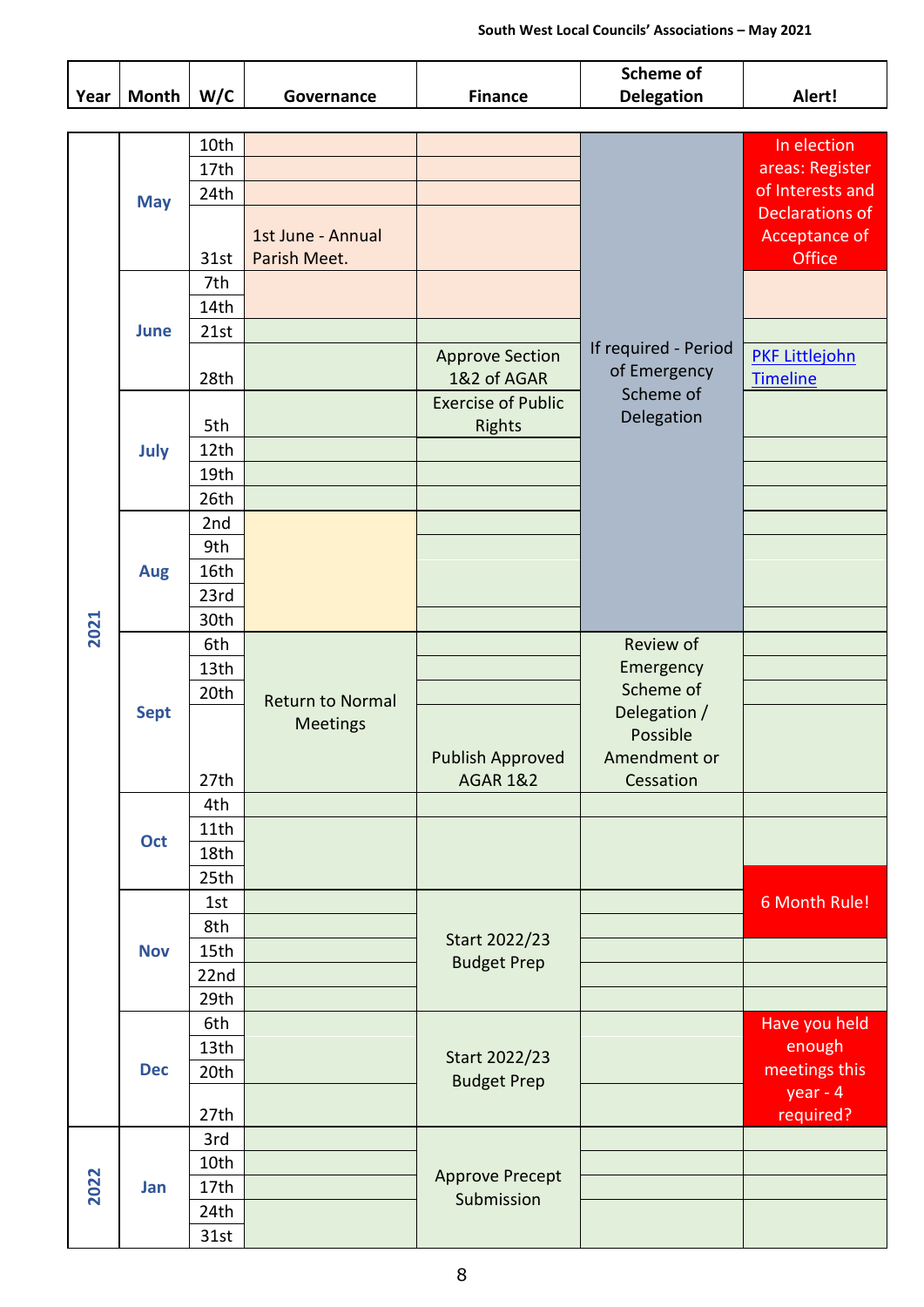South West Local Councils' Associations – May 2021

| Year | Month | W/C | Governance | Finance | Scheme of Delegation | Alert! |
|---|---|---|---|---|---|---|
| 2021 | May | 10th | | | If required - Period of Emergency Scheme of Delegation | In election areas: Register of Interests and Declarations of Acceptance of Office |
| | | 17th | | | | |
| | | 24th | | | | |
| | | 31st | 1st June - Annual Parish Meet. | | | |
| | June | 7th | | | | |
| | | 14th | | | | |
| | | 21st | | | | |
| | | 28th | | Approve Section 1&2 of AGAR | | PKF Littlejohn Timeline |
| | July | 5th | | Exercise of Public Rights | | |
| | | 12th | | | | |
| | | 19th | | | | |
| | | 26th | | | | |
| | Aug | 2nd | | | | |
| | | 9th | | | | |
| | | 16th | | | | |
| | | 23rd | | | | |
| | | 30th | | | | |
| | Sept | 6th | Return to Normal Meetings | | Review of Emergency Scheme of Delegation / Possible Amendment or Cessation | |
| | | 13th | | | | |
| | | 20th | | | | |
| | | 27th | | Publish Approved AGAR 1&2 | | |
| | Oct | 4th | | | | |
| | | 11th | | | | |
| | | 18th | | | | |
| | | 25th | | | | 6 Month Rule! |
| | Nov | 1st | | Start 2022/23 Budget Prep | | |
| | | 8th | | | | |
| | | 15th | | | | |
| | | 22nd | | | | |
| | | 29th | | | | |
| | Dec | 6th | | Start 2022/23 Budget Prep | | Have you held enough meetings this year - 4 required? |
| | | 13th | | | | |
| | | 20th | | | | |
| | | 27th | | | | |
| 2022 | Jan | 3rd | | Approve Precept Submission | | |
| | | 10th | | | | |
| | | 17th | | | | |
| | | 24th | | | | |
| | | 31st | | | | |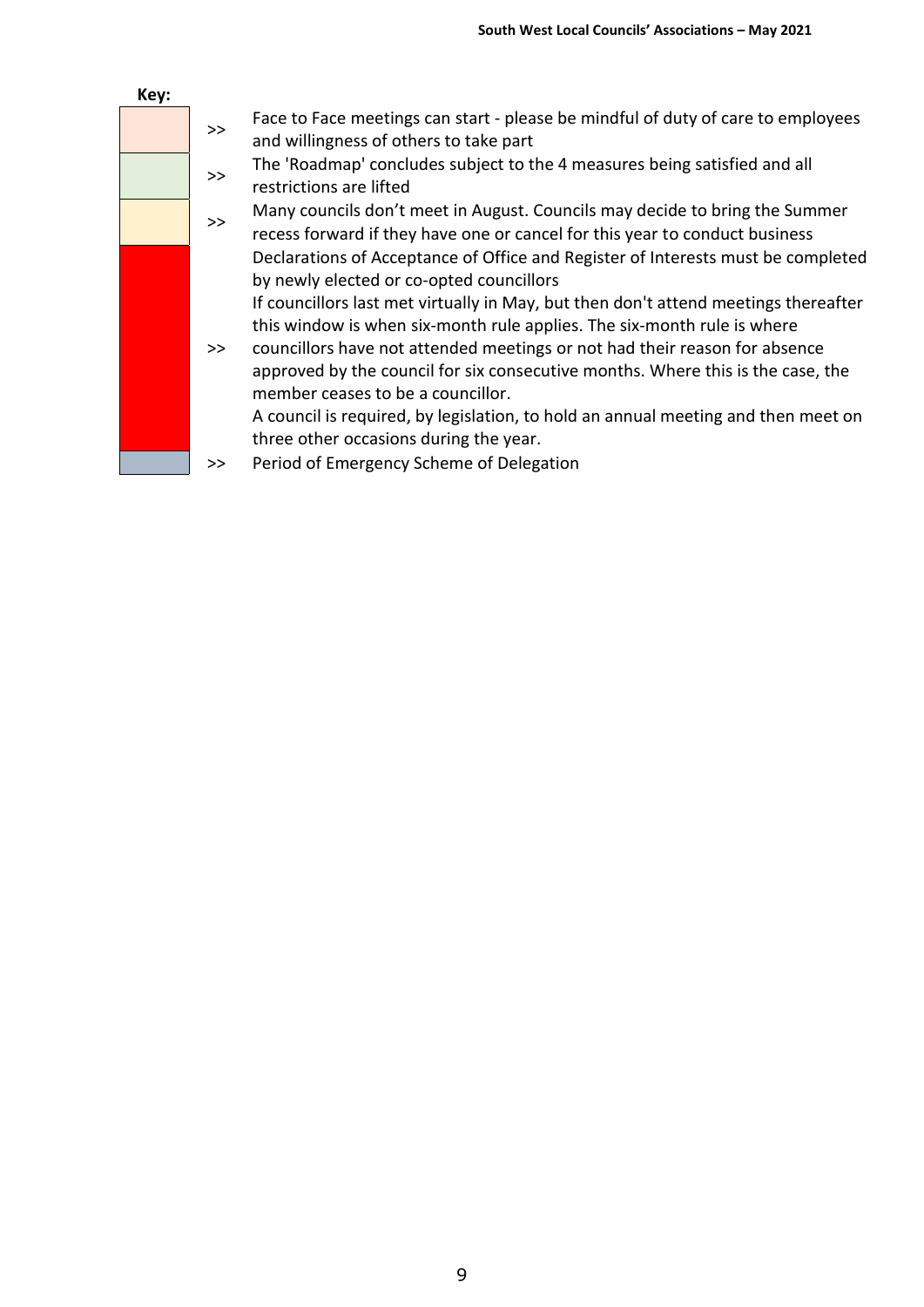**Key:**

| | | |
|---|---|---|
| | >> | Face to Face meetings can start - please be mindful of duty of care to employees and willingness of others to take part |
| | >> | The 'Roadmap' concludes subject to the 4 measures being satisfied and all restrictions are lifted |
| | >> | Many councils don't meet in August. Councils may decide to bring the Summer recess forward if they have one or cancel for this year to conduct business |
| | >> | Declarations of Acceptance of Office and Register of Interests must be completed by newly elected or co-opted councillors<br>If councillors last met virtually in May, but then don't attend meetings thereafter this window is when six-month rule applies. The six-month rule is where councillors have not attended meetings or not had their reason for absence approved by the council for six consecutive months. Where this is the case, the member ceases to be a councillor.<br>A council is required, by legislation, to hold an annual meeting and then meet on three other occasions during the year. |
| | >> | Period of Emergency Scheme of Delegation |